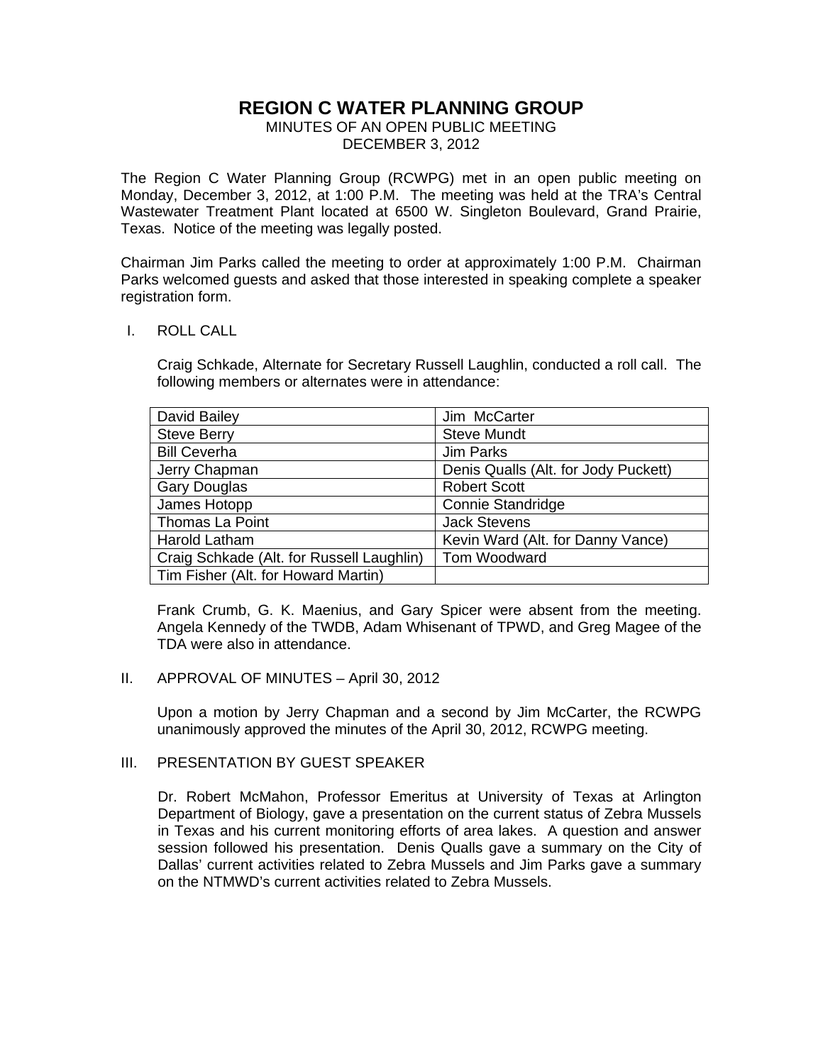# REGION C WATER PLANNING GROUP

MINUTES OF AN OPEN PUBLIC MEETING
DECEMBER 3, 2012

The Region C Water Planning Group (RCWPG) met in an open public meeting on Monday, December 3, 2012, at 1:00 P.M. The meeting was held at the TRA's Central Wastewater Treatment Plant located at 6500 W. Singleton Boulevard, Grand Prairie, Texas. Notice of the meeting was legally posted.

Chairman Jim Parks called the meeting to order at approximately 1:00 P.M. Chairman Parks welcomed guests and asked that those interested in speaking complete a speaker registration form.

## I. ROLL CALL

Craig Schkade, Alternate for Secretary Russell Laughlin, conducted a roll call. The following members or alternates were in attendance:

| | |
|---|---|
| David Bailey | Jim McCarter |
| Steve Berry | Steve Mundt |
| Bill Ceverha | Jim Parks |
| Jerry Chapman | Denis Qualls (Alt. for Jody Puckett) |
| Gary Douglas | Robert Scott |
| James Hotopp | Connie Standridge |
| Thomas La Point | Jack Stevens |
| Harold Latham | Kevin Ward (Alt. for Danny Vance) |
| Craig Schkade (Alt. for Russell Laughlin) | Tom Woodward |
| Tim Fisher (Alt. for Howard Martin) | |

Frank Crumb, G. K. Maenius, and Gary Spicer were absent from the meeting. Angela Kennedy of the TWDB, Adam Whisenant of TPWD, and Greg Magee of the TDA were also in attendance.

## II. APPROVAL OF MINUTES – April 30, 2012

Upon a motion by Jerry Chapman and a second by Jim McCarter, the RCWPG unanimously approved the minutes of the April 30, 2012, RCWPG meeting.

## III. PRESENTATION BY GUEST SPEAKER

Dr. Robert McMahon, Professor Emeritus at University of Texas at Arlington Department of Biology, gave a presentation on the current status of Zebra Mussels in Texas and his current monitoring efforts of area lakes. A question and answer session followed his presentation. Denis Qualls gave a summary on the City of Dallas' current activities related to Zebra Mussels and Jim Parks gave a summary on the NTMWD's current activities related to Zebra Mussels.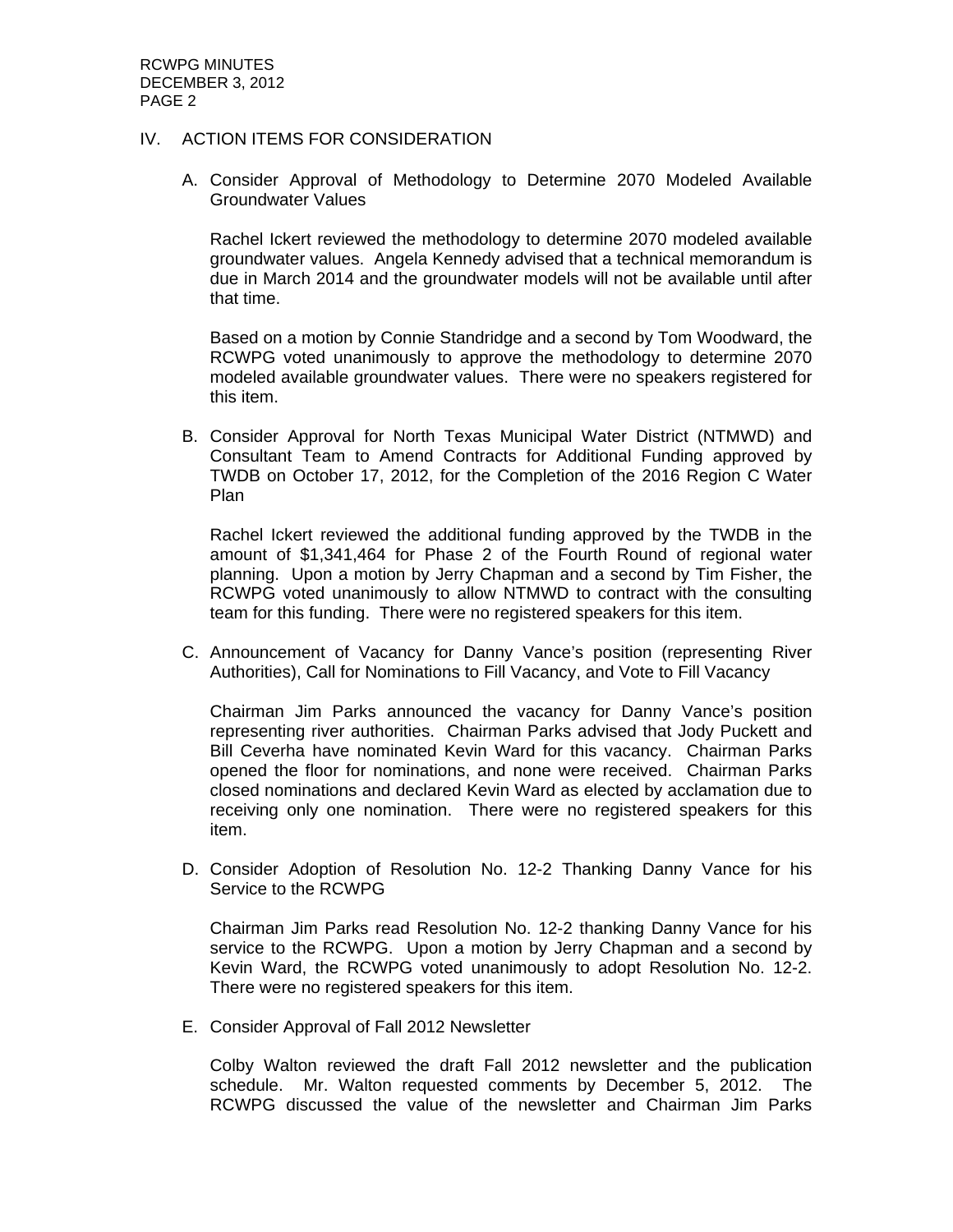## IV. ACTION ITEMS FOR CONSIDERATION

A. Consider Approval of Methodology to Determine 2070 Modeled Available Groundwater Values

Rachel Ickert reviewed the methodology to determine 2070 modeled available groundwater values. Angela Kennedy advised that a technical memorandum is due in March 2014 and the groundwater models will not be available until after that time.

Based on a motion by Connie Standridge and a second by Tom Woodward, the RCWPG voted unanimously to approve the methodology to determine 2070 modeled available groundwater values. There were no speakers registered for this item.

B. Consider Approval for North Texas Municipal Water District (NTMWD) and Consultant Team to Amend Contracts for Additional Funding approved by TWDB on October 17, 2012, for the Completion of the 2016 Region C Water Plan

Rachel Ickert reviewed the additional funding approved by the TWDB in the amount of $1,341,464 for Phase 2 of the Fourth Round of regional water planning. Upon a motion by Jerry Chapman and a second by Tim Fisher, the RCWPG voted unanimously to allow NTMWD to contract with the consulting team for this funding. There were no registered speakers for this item.

C. Announcement of Vacancy for Danny Vance's position (representing River Authorities), Call for Nominations to Fill Vacancy, and Vote to Fill Vacancy

Chairman Jim Parks announced the vacancy for Danny Vance's position representing river authorities. Chairman Parks advised that Jody Puckett and Bill Ceverha have nominated Kevin Ward for this vacancy. Chairman Parks opened the floor for nominations, and none were received. Chairman Parks closed nominations and declared Kevin Ward as elected by acclamation due to receiving only one nomination. There were no registered speakers for this item.

D. Consider Adoption of Resolution No. 12-2 Thanking Danny Vance for his Service to the RCWPG

Chairman Jim Parks read Resolution No. 12-2 thanking Danny Vance for his service to the RCWPG. Upon a motion by Jerry Chapman and a second by Kevin Ward, the RCWPG voted unanimously to adopt Resolution No. 12-2. There were no registered speakers for this item.

E. Consider Approval of Fall 2012 Newsletter

Colby Walton reviewed the draft Fall 2012 newsletter and the publication schedule. Mr. Walton requested comments by December 5, 2012. The RCWPG discussed the value of the newsletter and Chairman Jim Parks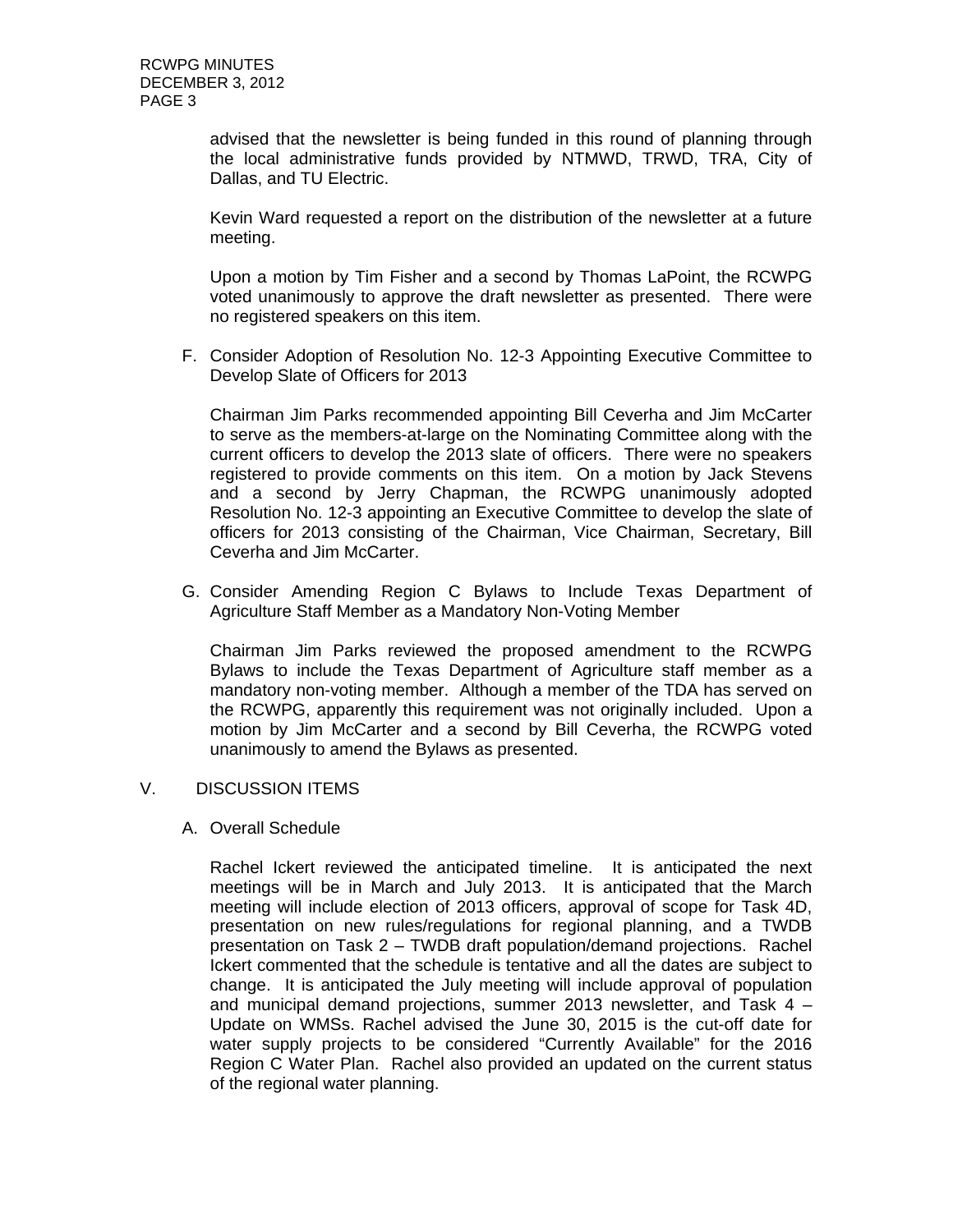advised that the newsletter is being funded in this round of planning through the local administrative funds provided by NTMWD, TRWD, TRA, City of Dallas, and TU Electric.

Kevin Ward requested a report on the distribution of the newsletter at a future meeting.

Upon a motion by Tim Fisher and a second by Thomas LaPoint, the RCWPG voted unanimously to approve the draft newsletter as presented. There were no registered speakers on this item.

F. Consider Adoption of Resolution No. 12-3 Appointing Executive Committee to Develop Slate of Officers for 2013

Chairman Jim Parks recommended appointing Bill Ceverha and Jim McCarter to serve as the members-at-large on the Nominating Committee along with the current officers to develop the 2013 slate of officers. There were no speakers registered to provide comments on this item. On a motion by Jack Stevens and a second by Jerry Chapman, the RCWPG unanimously adopted Resolution No. 12-3 appointing an Executive Committee to develop the slate of officers for 2013 consisting of the Chairman, Vice Chairman, Secretary, Bill Ceverha and Jim McCarter.

G. Consider Amending Region C Bylaws to Include Texas Department of Agriculture Staff Member as a Mandatory Non-Voting Member

Chairman Jim Parks reviewed the proposed amendment to the RCWPG Bylaws to include the Texas Department of Agriculture staff member as a mandatory non-voting member. Although a member of the TDA has served on the RCWPG, apparently this requirement was not originally included. Upon a motion by Jim McCarter and a second by Bill Ceverha, the RCWPG voted unanimously to amend the Bylaws as presented.

## V. DISCUSSION ITEMS

A. Overall Schedule

Rachel Ickert reviewed the anticipated timeline. It is anticipated the next meetings will be in March and July 2013. It is anticipated that the March meeting will include election of 2013 officers, approval of scope for Task 4D, presentation on new rules/regulations for regional planning, and a TWDB presentation on Task 2 – TWDB draft population/demand projections. Rachel Ickert commented that the schedule is tentative and all the dates are subject to change. It is anticipated the July meeting will include approval of population and municipal demand projections, summer 2013 newsletter, and Task 4 – Update on WMSs. Rachel advised the June 30, 2015 is the cut-off date for water supply projects to be considered "Currently Available" for the 2016 Region C Water Plan. Rachel also provided an updated on the current status of the regional water planning.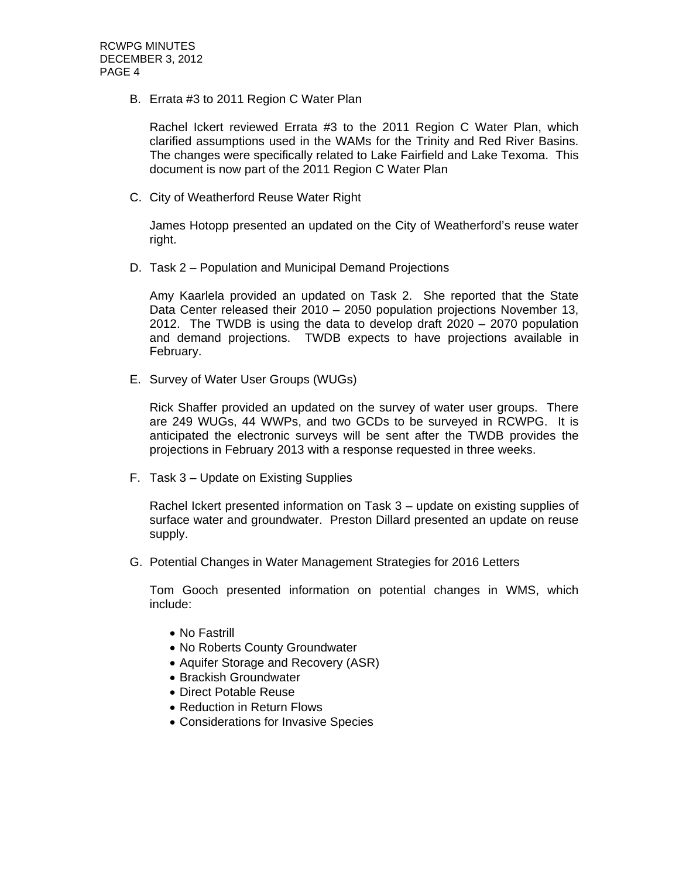B. Errata #3 to 2011 Region C Water Plan

Rachel Ickert reviewed Errata #3 to the 2011 Region C Water Plan, which clarified assumptions used in the WAMs for the Trinity and Red River Basins. The changes were specifically related to Lake Fairfield and Lake Texoma. This document is now part of the 2011 Region C Water Plan

C. City of Weatherford Reuse Water Right

James Hotopp presented an updated on the City of Weatherford's reuse water right.

D. Task 2 – Population and Municipal Demand Projections

Amy Kaarlela provided an updated on Task 2. She reported that the State Data Center released their 2010 – 2050 population projections November 13, 2012. The TWDB is using the data to develop draft 2020 – 2070 population and demand projections. TWDB expects to have projections available in February.

E. Survey of Water User Groups (WUGs)

Rick Shaffer provided an updated on the survey of water user groups. There are 249 WUGs, 44 WWPs, and two GCDs to be surveyed in RCWPG. It is anticipated the electronic surveys will be sent after the TWDB provides the projections in February 2013 with a response requested in three weeks.

F. Task 3 – Update on Existing Supplies

Rachel Ickert presented information on Task 3 – update on existing supplies of surface water and groundwater. Preston Dillard presented an update on reuse supply.

G. Potential Changes in Water Management Strategies for 2016 Letters

Tom Gooch presented information on potential changes in WMS, which include:

- No Fastrill
- No Roberts County Groundwater
- Aquifer Storage and Recovery (ASR)
- Brackish Groundwater
- Direct Potable Reuse
- Reduction in Return Flows
- Considerations for Invasive Species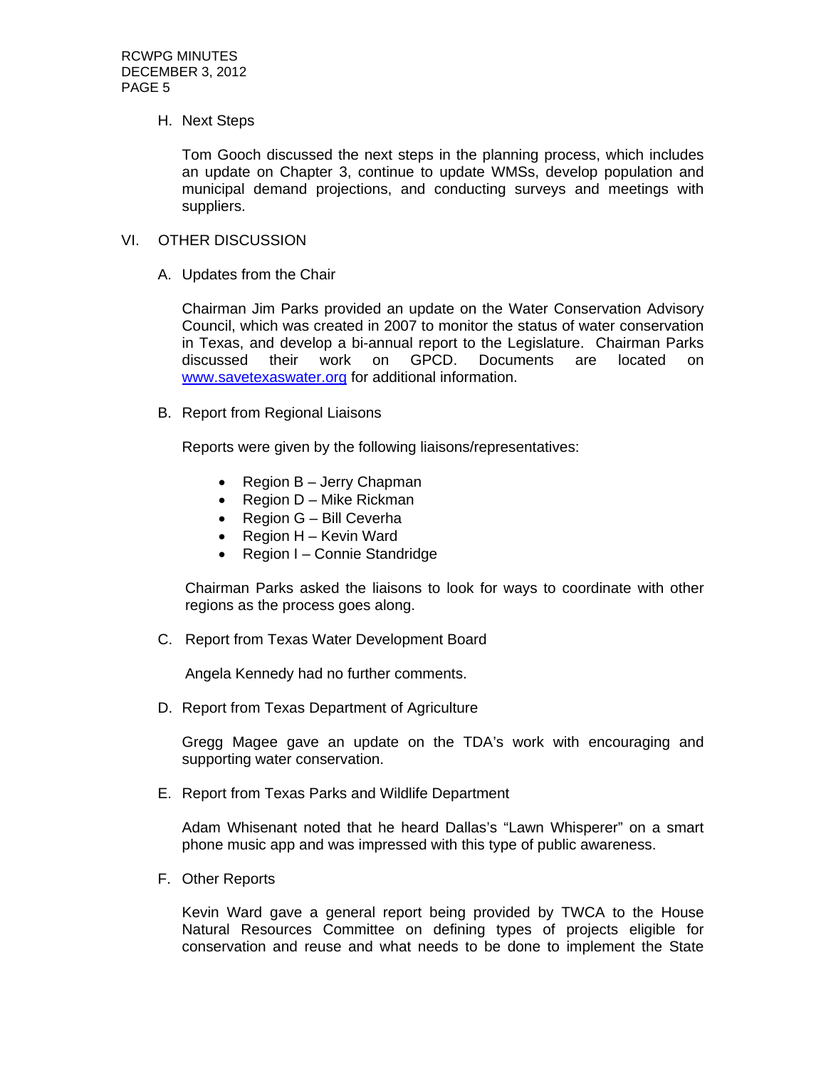H. Next Steps

Tom Gooch discussed the next steps in the planning process, which includes an update on Chapter 3, continue to update WMSs, develop population and municipal demand projections, and conducting surveys and meetings with suppliers.

VI. OTHER DISCUSSION

A. Updates from the Chair

Chairman Jim Parks provided an update on the Water Conservation Advisory Council, which was created in 2007 to monitor the status of water conservation in Texas, and develop a bi-annual report to the Legislature. Chairman Parks discussed their work on GPCD. Documents are located on www.savetexaswater.org for additional information.

B. Report from Regional Liaisons

Reports were given by the following liaisons/representatives:

- Region B – Jerry Chapman
- Region D – Mike Rickman
- Region G – Bill Ceverha
- Region H – Kevin Ward
- Region I – Connie Standridge

Chairman Parks asked the liaisons to look for ways to coordinate with other regions as the process goes along.

C. Report from Texas Water Development Board

Angela Kennedy had no further comments.

D. Report from Texas Department of Agriculture

Gregg Magee gave an update on the TDA's work with encouraging and supporting water conservation.

E. Report from Texas Parks and Wildlife Department

Adam Whisenant noted that he heard Dallas's "Lawn Whisperer" on a smart phone music app and was impressed with this type of public awareness.

F. Other Reports

Kevin Ward gave a general report being provided by TWCA to the House Natural Resources Committee on defining types of projects eligible for conservation and reuse and what needs to be done to implement the State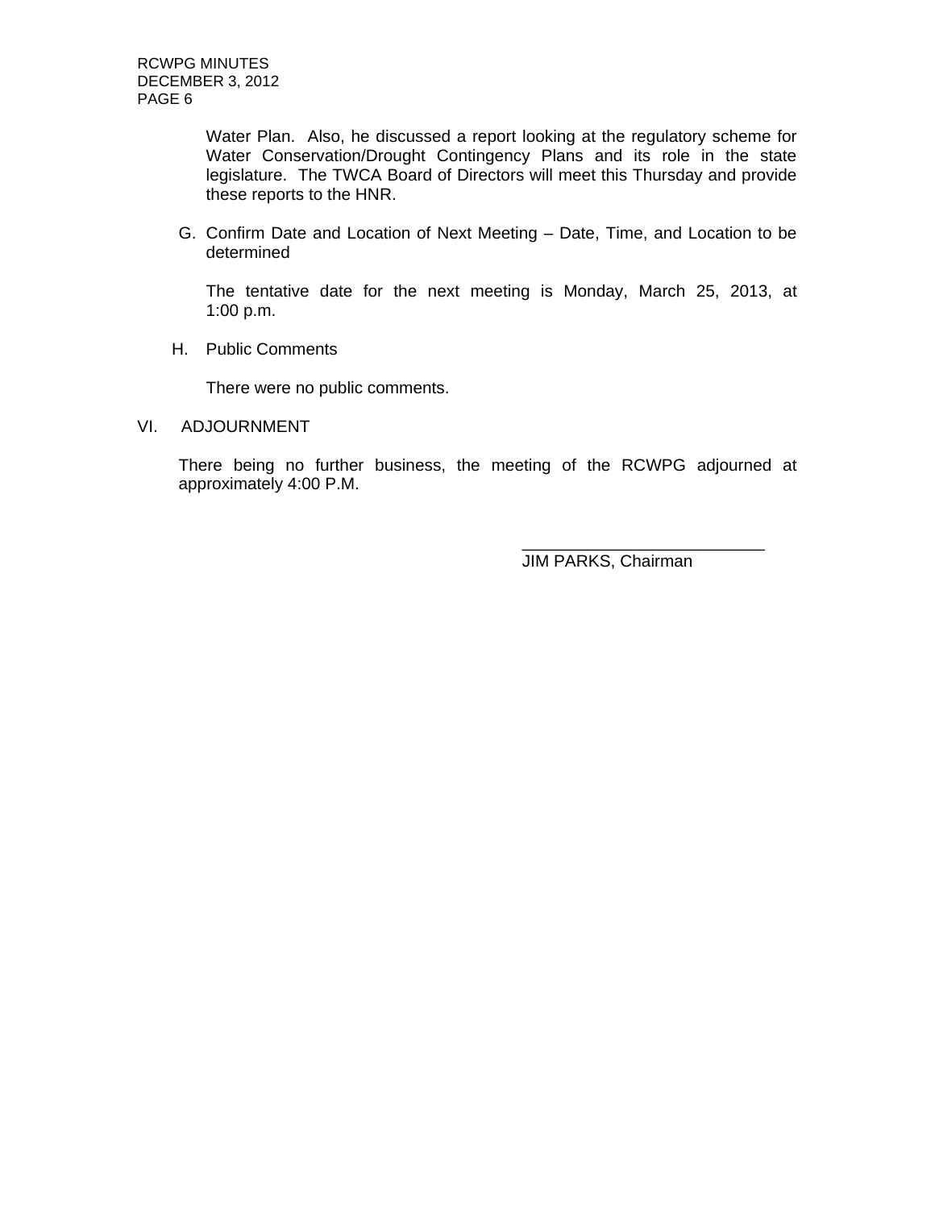Water Plan. Also, he discussed a report looking at the regulatory scheme for Water Conservation/Drought Contingency Plans and its role in the state legislature. The TWCA Board of Directors will meet this Thursday and provide these reports to the HNR.

G. Confirm Date and Location of Next Meeting – Date, Time, and Location to be determined

The tentative date for the next meeting is Monday, March 25, 2013, at 1:00 p.m.

H. Public Comments

There were no public comments.

## VI. ADJOURNMENT

There being no further business, the meeting of the RCWPG adjourned at approximately 4:00 P.M.

\_\_\_\_\_\_\_\_\_\_\_\_\_\_\_\_\_\_\_\_\_\_\_\_\_\_

JIM PARKS, Chairman